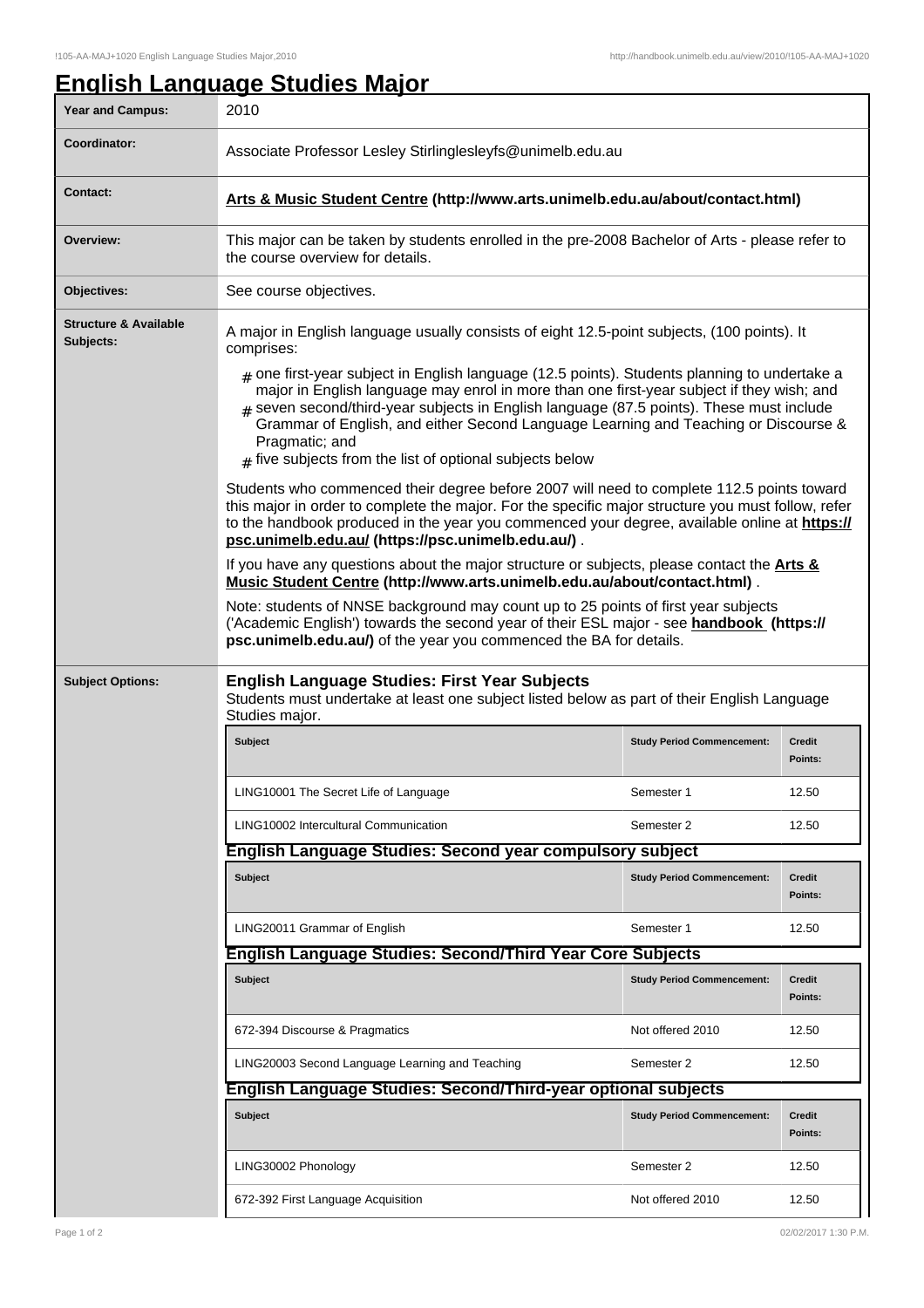# English Language Studies Major

| Year and Campus: | 2010 |
|---|---|
| Coordinator: | Associate Professor Lesley Stirlinglesleyfs@unimelb.edu.au |
| Contact: | **Arts & Music Student Centre (http://www.arts.unimelb.edu.au/about/contact.html)** |
| Overview: | This major can be taken by students enrolled in the pre-2008 Bachelor of Arts - please refer to the course overview for details. |
| Objectives: | See course objectives. |

**Structure & Available Subjects:**

A major in English language usually consists of eight 12.5-point subjects, (100 points). It comprises:

- one first-year subject in English language (12.5 points). Students planning to undertake a major in English language may enrol in more than one first-year subject if they wish; and
- seven second/third-year subjects in English language (87.5 points). These must include Grammar of English, and either Second Language Learning and Teaching or Discourse & Pragmatic; and
- five subjects from the list of optional subjects below

Students who commenced their degree before 2007 will need to complete 112.5 points toward this major in order to complete the major. For the specific major structure you must follow, refer to the handbook produced in the year you commenced your degree, available online at **https://psc.unimelb.edu.au/ (https://psc.unimelb.edu.au/)** .

If you have any questions about the major structure or subjects, please contact the **Arts & Music Student Centre (http://www.arts.unimelb.edu.au/about/contact.html)** .

Note: students of NNSE background may count up to 25 points of first year subjects ('Academic English') towards the second year of their ESL major - see **handbook (https://psc.unimelb.edu.au/)** of the year you commenced the BA for details.

**Subject Options:**

### English Language Studies: First Year Subjects

Students must undertake at least one subject listed below as part of their English Language Studies major.

| Subject | Study Period Commencement: | Credit Points: |
|---|---|---|
| LING10001 The Secret Life of Language | Semester 1 | 12.50 |
| LING10002 Intercultural Communication | Semester 2 | 12.50 |

### English Language Studies: Second year compulsory subject

| Subject | Study Period Commencement: | Credit Points: |
|---|---|---|
| LING20011 Grammar of English | Semester 1 | 12.50 |

### English Language Studies: Second/Third Year Core Subjects

| Subject | Study Period Commencement: | Credit Points: |
|---|---|---|
| 672-394 Discourse & Pragmatics | Not offered 2010 | 12.50 |
| LING20003 Second Language Learning and Teaching | Semester 2 | 12.50 |

### English Language Studies: Second/Third-year optional subjects

| Subject | Study Period Commencement: | Credit Points: |
|---|---|---|
| LING30002 Phonology | Semester 2 | 12.50 |
| 672-392 First Language Acquisition | Not offered 2010 | 12.50 |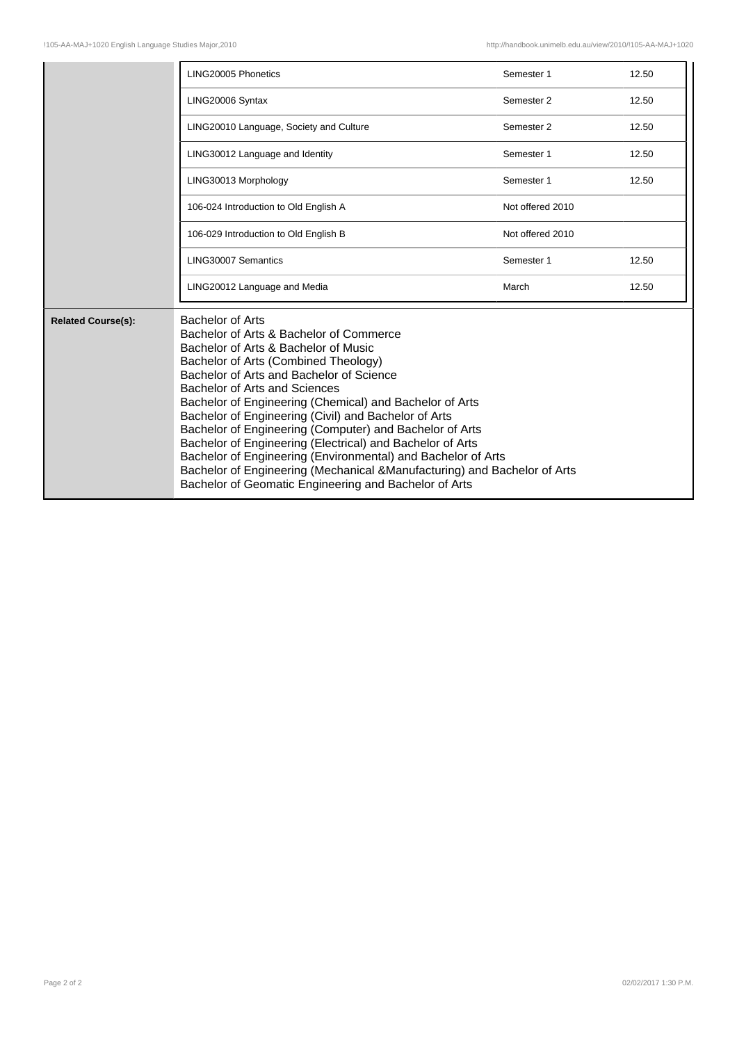| | | | |
|---|---|---|---|
| | LING20005 Phonetics | Semester 1 | 12.50 |
| | LING20006 Syntax | Semester 2 | 12.50 |
| | LING20010 Language, Society and Culture | Semester 2 | 12.50 |
| | LING30012 Language and Identity | Semester 1 | 12.50 |
| | LING30013 Morphology | Semester 1 | 12.50 |
| | 106-024 Introduction to Old English A | Not offered 2010 | |
| | 106-029 Introduction to Old English B | Not offered 2010 | |
| | LING30007 Semantics | Semester 1 | 12.50 |
| | LING20012 Language and Media | March | 12.50 |

| | |
|---|---|
| **Related Course(s):** | Bachelor of Arts<br>Bachelor of Arts & Bachelor of Commerce<br>Bachelor of Arts & Bachelor of Music<br>Bachelor of Arts (Combined Theology)<br>Bachelor of Arts and Bachelor of Science<br>Bachelor of Arts and Sciences<br>Bachelor of Engineering (Chemical) and Bachelor of Arts<br>Bachelor of Engineering (Civil) and Bachelor of Arts<br>Bachelor of Engineering (Computer) and Bachelor of Arts<br>Bachelor of Engineering (Electrical) and Bachelor of Arts<br>Bachelor of Engineering (Environmental) and Bachelor of Arts<br>Bachelor of Engineering (Mechanical &Manufacturing) and Bachelor of Arts<br>Bachelor of Geomatic Engineering and Bachelor of Arts |